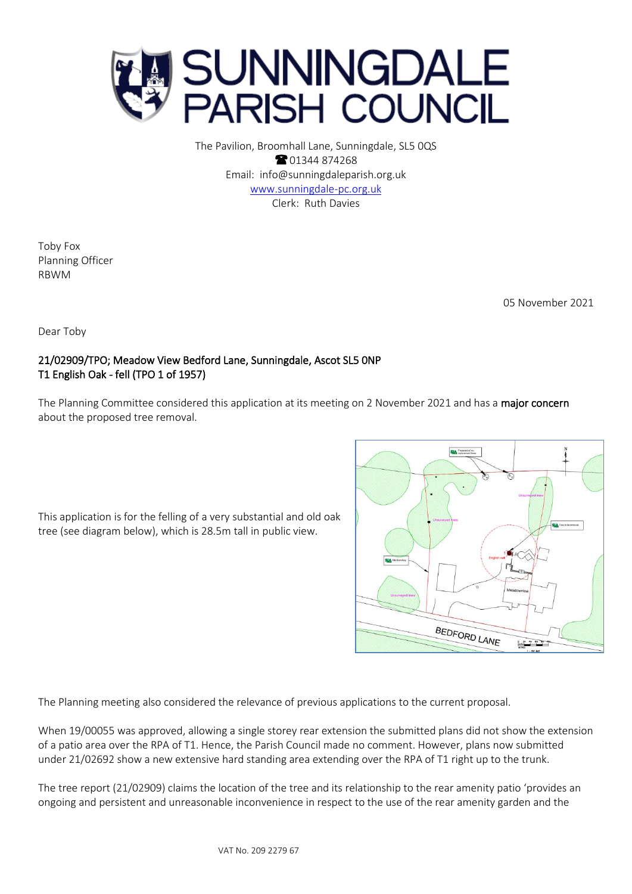# SUNNINGDALE PARISH COUNCIL

The Pavilion, Broomhall Lane, Sunningdale, SL5 0QS
☎ 01344 874268
Email: info@sunningdaleparish.org.uk
www.sunningdale-pc.org.uk
Clerk: Ruth Davies

Toby Fox
Planning Officer
RBWM

05 November 2021

Dear Toby

**21/02909/TPO; Meadow View Bedford Lane, Sunningdale, Ascot SL5 0NP**
**T1 English Oak - fell (TPO 1 of 1957)**

The Planning Committee considered this application at its meeting on 2 November 2021 and has a **major concern** about the proposed tree removal.

This application is for the felling of a very substantial and old oak tree (see diagram below), which is 28.5m tall in public view.

The Planning meeting also considered the relevance of previous applications to the current proposal.

When 19/00055 was approved, allowing a single storey rear extension the submitted plans did not show the extension of a patio area over the RPA of T1. Hence, the Parish Council made no comment. However, plans now submitted under 21/02692 show a new extensive hard standing area extending over the RPA of T1 right up to the trunk.

The tree report (21/02909) claims the location of the tree and its relationship to the rear amenity patio 'provides an ongoing and persistent and unreasonable inconvenience in respect to the use of the rear amenity garden and the

VAT No. 209 2279 67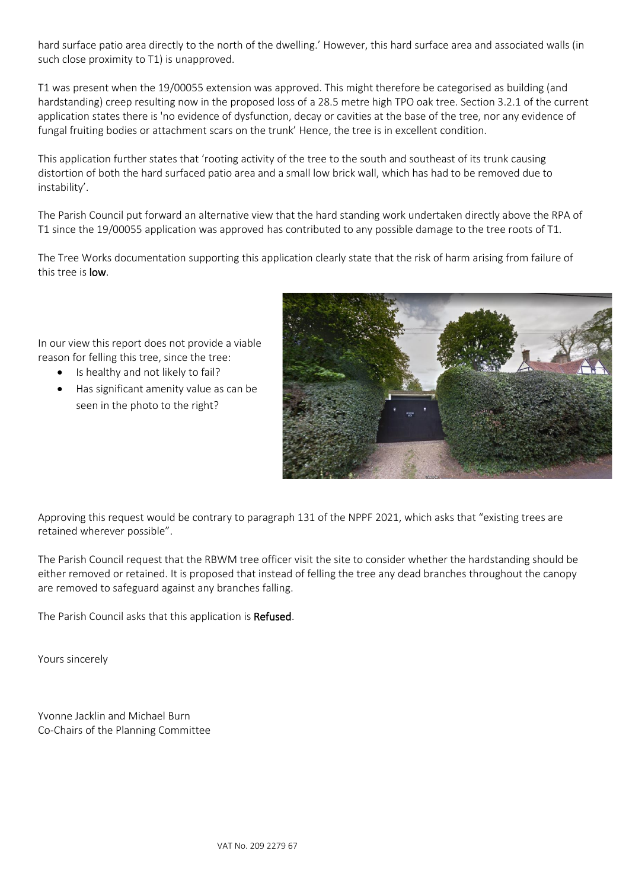hard surface patio area directly to the north of the dwelling.' However, this hard surface area and associated walls (in such close proximity to T1) is unapproved.

T1 was present when the 19/00055 extension was approved. This might therefore be categorised as building (and hardstanding) creep resulting now in the proposed loss of a 28.5 metre high TPO oak tree. Section 3.2.1 of the current application states there is 'no evidence of dysfunction, decay or cavities at the base of the tree, nor any evidence of fungal fruiting bodies or attachment scars on the trunk' Hence, the tree is in excellent condition.

This application further states that 'rooting activity of the tree to the south and southeast of its trunk causing distortion of both the hard surfaced patio area and a small low brick wall, which has had to be removed due to instability'.

The Parish Council put forward an alternative view that the hard standing work undertaken directly above the RPA of T1 since the 19/00055 application was approved has contributed to any possible damage to the tree roots of T1.

The Tree Works documentation supporting this application clearly state that the risk of harm arising from failure of this tree is **low**.

In our view this report does not provide a viable reason for felling this tree, since the tree:

- Is healthy and not likely to fail?
- Has significant amenity value as can be seen in the photo to the right?

Approving this request would be contrary to paragraph 131 of the NPPF 2021, which asks that "existing trees are retained wherever possible".

The Parish Council request that the RBWM tree officer visit the site to consider whether the hardstanding should be either removed or retained. It is proposed that instead of felling the tree any dead branches throughout the canopy are removed to safeguard against any branches falling.

The Parish Council asks that this application is **Refused**.

Yours sincerely

Yvonne Jacklin and Michael Burn
Co-Chairs of the Planning Committee

VAT No. 209 2279 67